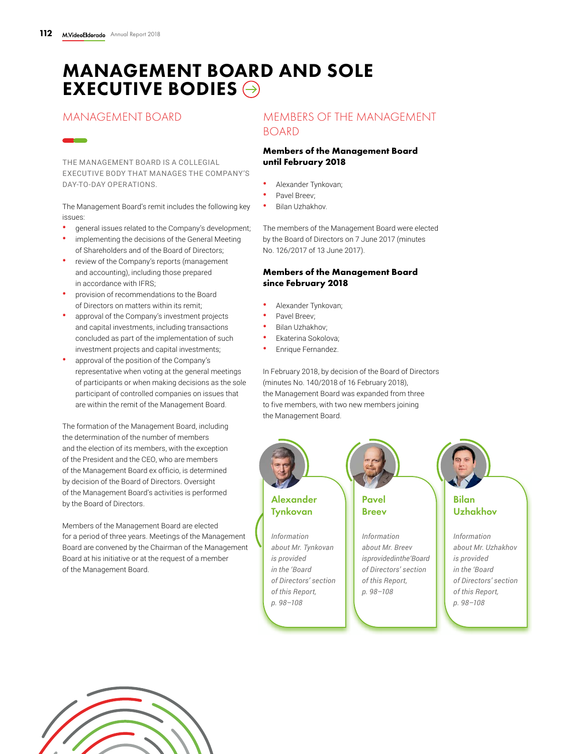# MANAGEMENT BOARD AND SOLE EXECUTIVE BODIES

## MANAGEMENT BOARD

THE MANAGEMENT BOARD IS A COLLEGIAL EXECUTIVE BODY THAT MANAGES THE COMPANY'S DAY-TO-DAY OPERATIONS.

The Management Board's remit includes the following key issues:

- general issues related to the Company's development;
- implementing the decisions of the General Meeting of Shareholders and of the Board of Directors;
- review of the Company's reports (management and accounting), including those prepared in accordance with IFRS;
- provision of recommendations to the Board of Directors on matters within its remit;
- approval of the Company's investment projects and capital investments, including transactions concluded as part of the implementation of such investment projects and capital investments;
- approval of the position of the Company's representative when voting at the general meetings of participants or when making decisions as the sole participant of controlled companies on issues that are within the remit of the Management Board.

The formation of the Management Board, including the determination of the number of members and the election of its members, with the exception of the President and the CEO, who are members of the Management Board ex officio, is determined by decision of the Board of Directors. Oversight of the Management Board's activities is performed by the Board of Directors.

Members of the Management Board are elected for a period of three years. Meetings of the Management Board are convened by the Chairman of the Management Board at his initiative or at the request of a member of the Management Board.

## MEMBERS OF THE MANAGEMENT BOARD

### Members of the Management Board until February 2018

- Alexander Tynkovan;
- Pavel Breev;
- Bilan Uzhakhov.

The members of the Management Board were elected by the Board of Directors on 7 June 2017 (minutes No. 126/2017 of 13 June 2017).

### Members of the Management Board since February 2018

- Alexander Tynkovan;
- Pavel Breev;
- Bilan Uzhakhov;
- Ekaterina Sokolova;
- Enrique Fernandez.

In February 2018, by decision of the Board of Directors (minutes No. 140/2018 of 16 February 2018), the Management Board was expanded from three to five members, with two new members joining the Management Board.

**Alexander Tynkovan**

*Information about Mr. Tynkovan is provided in the 'Board of Directors' section of this Report, p. 98–108*

**Pavel Breev**

*Information about Mr. Breev isprovidedinthe'Board of Directors' section of this Report, p. 98–108*

**Bilan Uzhakhov**

*Information about Mr. Uzhakhov is provided in the 'Board of Directors' section of this Report, p. 98–108*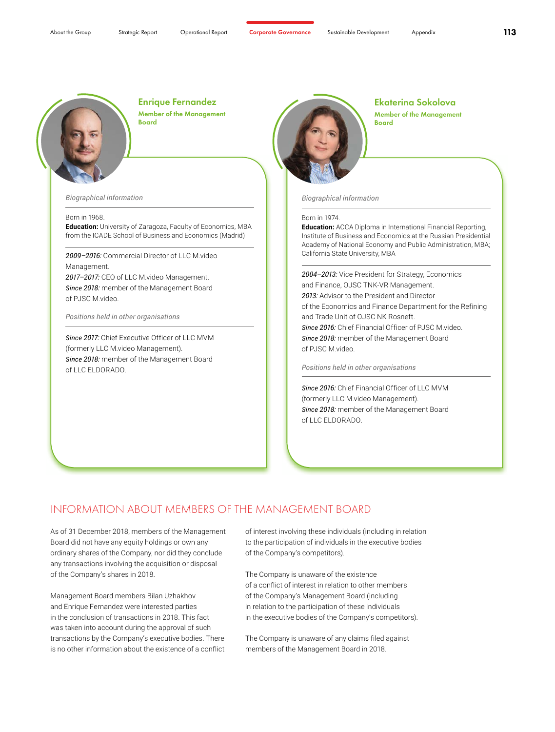## Enrique Fernandez

**Member of the Management Board**

*Biographical information*

Born in 1968.

**Education:** University of Zaragoza, Faculty of Economics, MBA from the ICADE School of Business and Economics (Madrid)

*2009–2016:* Commercial Director of LLC M.video Management.
*2017–2017:* CEO of LLC M.video Management.
*Since 2018:* member of the Management Board of PJSC M.video.

*Positions held in other organisations*

*Since 2017:* Chief Executive Officer of LLC MVM (formerly LLC M.video Management).
*Since 2018:* member of the Management Board of LLC ELDORADO.

## Ekaterina Sokolova

**Member of the Management Board**

*Biographical information*

Born in 1974.

**Education:** ACCA Diploma in International Financial Reporting, Institute of Business and Economics at the Russian Presidential Academy of National Economy and Public Administration, MBA; California State University, MBA

*2004–2013:* Vice President for Strategy, Economics and Finance, OJSC TNK-VR Management.
*2013:* Advisor to the President and Director of the Economics and Finance Department for the Refining and Trade Unit of OJSC NK Rosneft.
*Since 2016:* Chief Financial Officer of PJSC M.video.
*Since 2018:* member of the Management Board of PJSC M.video.

*Positions held in other organisations*

*Since 2016:* Chief Financial Officer of LLC MVM (formerly LLC M.video Management).
*Since 2018:* member of the Management Board of LLC ELDORADO.

# INFORMATION ABOUT MEMBERS OF THE MANAGEMENT BOARD

As of 31 December 2018, members of the Management Board did not have any equity holdings or own any ordinary shares of the Company, nor did they conclude any transactions involving the acquisition or disposal of the Company's shares in 2018.

Management Board members Bilan Uzhakhov and Enrique Fernandez were interested parties in the conclusion of transactions in 2018. This fact was taken into account during the approval of such transactions by the Company's executive bodies. There is no other information about the existence of a conflict of interest involving these individuals (including in relation to the participation of individuals in the executive bodies of the Company's competitors).

The Company is unaware of the existence of a conflict of interest in relation to other members of the Company's Management Board (including in relation to the participation of these individuals in the executive bodies of the Company's competitors).

The Company is unaware of any claims filed against members of the Management Board in 2018.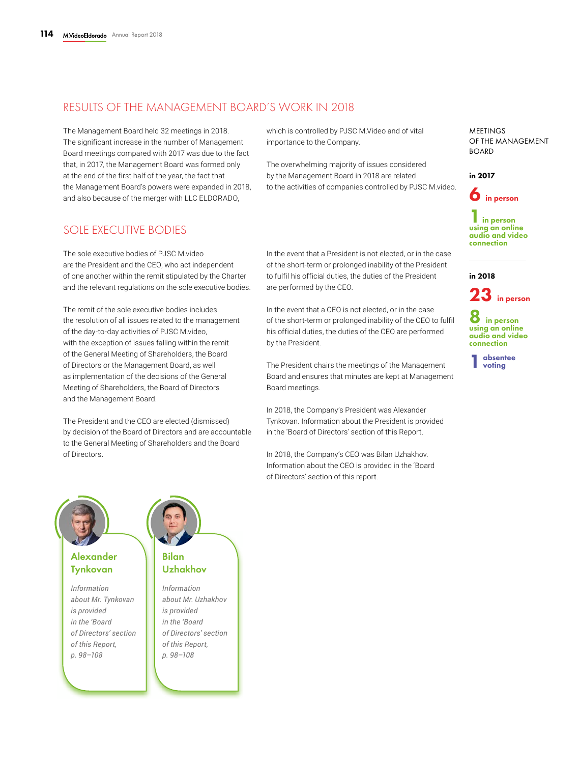## RESULTS OF THE MANAGEMENT BOARD'S WORK IN 2018

The Management Board held 32 meetings in 2018. The significant increase in the number of Management Board meetings compared with 2017 was due to the fact that, in 2017, the Management Board was formed only at the end of the first half of the year, the fact that the Management Board's powers were expanded in 2018, and also because of the merger with LLC ELDORADO, which is controlled by PJSC M.Video and of vital importance to the Company.

The overwhelming majority of issues considered by the Management Board in 2018 are related to the activities of companies controlled by PJSC M.video.

MEETINGS OF THE MANAGEMENT BOARD

**in 2017**

**6** in person

**1** in person using an online audio and video connection

**in 2018**

**23** in person

**8** in person using an online audio and video connection

**1** absentee voting

## SOLE EXECUTIVE BODIES

The sole executive bodies of PJSC M.video are the President and the CEO, who act independent of one another within the remit stipulated by the Charter and the relevant regulations on the sole executive bodies.

The remit of the sole executive bodies includes the resolution of all issues related to the management of the day-to-day activities of PJSC M.video, with the exception of issues falling within the remit of the General Meeting of Shareholders, the Board of Directors or the Management Board, as well as implementation of the decisions of the General Meeting of Shareholders, the Board of Directors and the Management Board.

The President and the CEO are elected (dismissed) by decision of the Board of Directors and are accountable to the General Meeting of Shareholders and the Board of Directors.

In the event that a President is not elected, or in the case of the short-term or prolonged inability of the President to fulfil his official duties, the duties of the President are performed by the CEO.

In the event that a CEO is not elected, or in the case of the short-term or prolonged inability of the CEO to fulfil his official duties, the duties of the CEO are performed by the President.

The President chairs the meetings of the Management Board and ensures that minutes are kept at Management Board meetings.

In 2018, the Company's President was Alexander Tynkovan. Information about the President is provided in the 'Board of Directors' section of this Report.

In 2018, the Company's CEO was Bilan Uzhakhov. Information about the CEO is provided in the 'Board of Directors' section of this report.

**Alexander Tynkovan**

*Information about Mr. Tynkovan is provided in the 'Board of Directors' section of this Report, p. 98–108*

**Bilan Uzhakhov**

*Information about Mr. Uzhakhov is provided in the 'Board of Directors' section of this Report, p. 98–108*